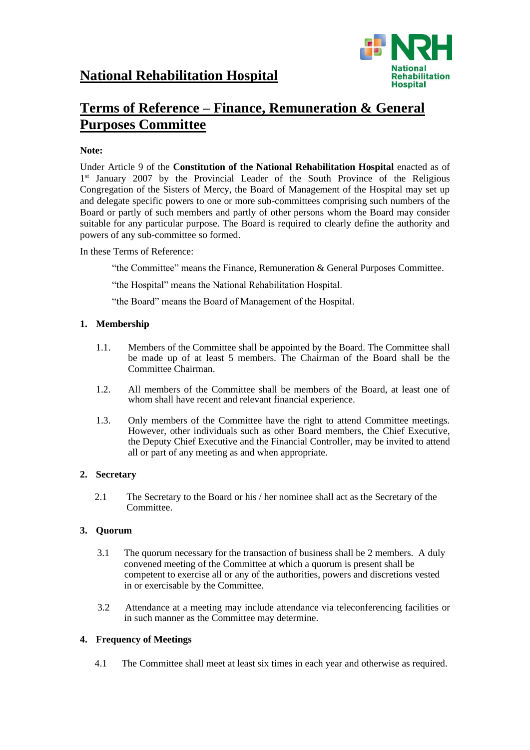# National Rehabilitation Hospital

## Terms of Reference – Finance, Remuneration & General Purposes Committee

**Note:**

Under Article 9 of the **Constitution of the National Rehabilitation Hospital** enacted as of 1st January 2007 by the Provincial Leader of the South Province of the Religious Congregation of the Sisters of Mercy, the Board of Management of the Hospital may set up and delegate specific powers to one or more sub-committees comprising such numbers of the Board or partly of such members and partly of other persons whom the Board may consider suitable for any particular purpose. The Board is required to clearly define the authority and powers of any sub-committee so formed.

In these Terms of Reference:

"the Committee" means the Finance, Remuneration & General Purposes Committee.

"the Hospital" means the National Rehabilitation Hospital.

"the Board" means the Board of Management of the Hospital.

### 1. Membership

1.1. Members of the Committee shall be appointed by the Board. The Committee shall be made up of at least 5 members. The Chairman of the Board shall be the Committee Chairman.

1.2. All members of the Committee shall be members of the Board, at least one of whom shall have recent and relevant financial experience.

1.3. Only members of the Committee have the right to attend Committee meetings. However, other individuals such as other Board members, the Chief Executive, the Deputy Chief Executive and the Financial Controller, may be invited to attend all or part of any meeting as and when appropriate.

### 2. Secretary

2.1 The Secretary to the Board or his / her nominee shall act as the Secretary of the Committee.

### 3. Quorum

3.1 The quorum necessary for the transaction of business shall be 2 members. A duly convened meeting of the Committee at which a quorum is present shall be competent to exercise all or any of the authorities, powers and discretions vested in or exercisable by the Committee.

3.2 Attendance at a meeting may include attendance via teleconferencing facilities or in such manner as the Committee may determine.

### 4. Frequency of Meetings

4.1 The Committee shall meet at least six times in each year and otherwise as required.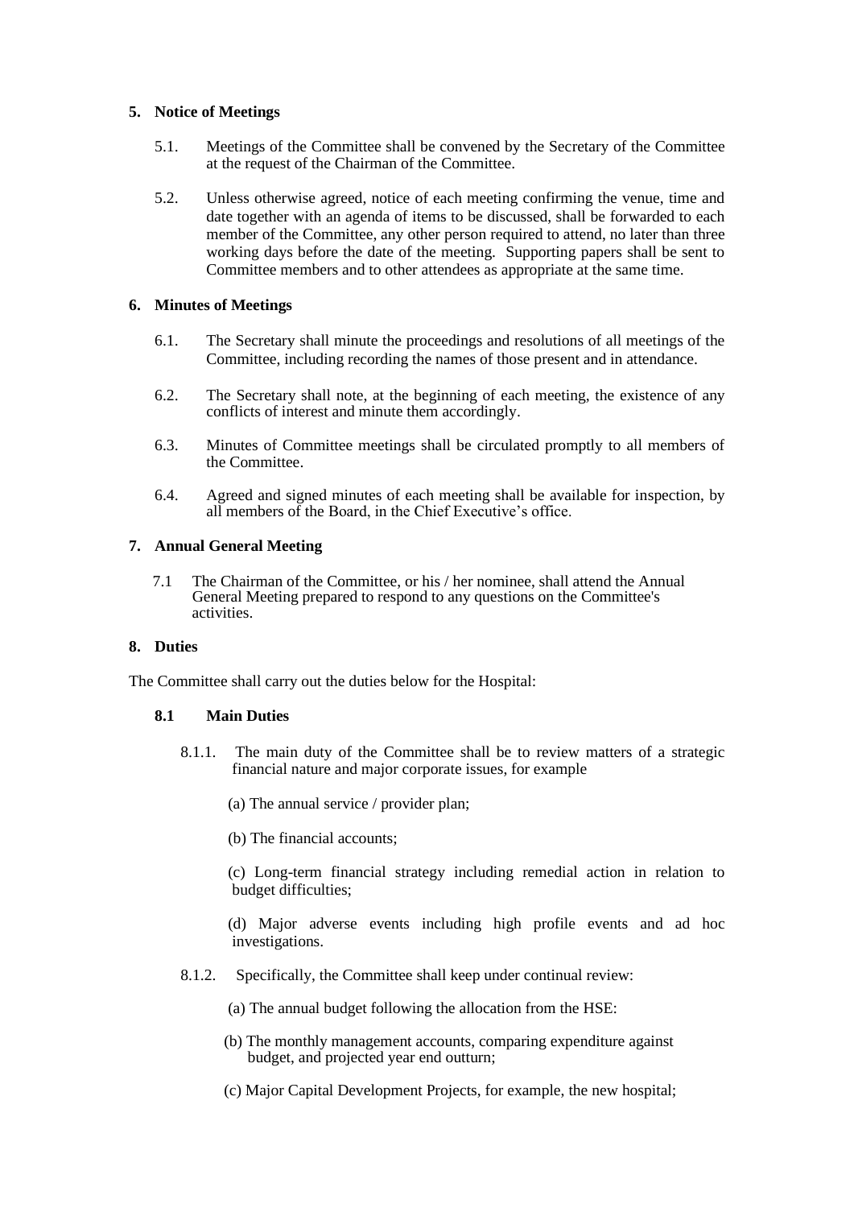## 5. Notice of Meetings

5.1. Meetings of the Committee shall be convened by the Secretary of the Committee at the request of the Chairman of the Committee.

5.2. Unless otherwise agreed, notice of each meeting confirming the venue, time and date together with an agenda of items to be discussed, shall be forwarded to each member of the Committee, any other person required to attend, no later than three working days before the date of the meeting. Supporting papers shall be sent to Committee members and to other attendees as appropriate at the same time.

## 6. Minutes of Meetings

6.1. The Secretary shall minute the proceedings and resolutions of all meetings of the Committee, including recording the names of those present and in attendance.

6.2. The Secretary shall note, at the beginning of each meeting, the existence of any conflicts of interest and minute them accordingly.

6.3. Minutes of Committee meetings shall be circulated promptly to all members of the Committee.

6.4. Agreed and signed minutes of each meeting shall be available for inspection, by all members of the Board, in the Chief Executive's office.

## 7. Annual General Meeting

7.1 The Chairman of the Committee, or his / her nominee, shall attend the Annual General Meeting prepared to respond to any questions on the Committee's activities.

## 8. Duties

The Committee shall carry out the duties below for the Hospital:

### 8.1 Main Duties

8.1.1. The main duty of the Committee shall be to review matters of a strategic financial nature and major corporate issues, for example

(a) The annual service / provider plan;

(b) The financial accounts;

(c) Long-term financial strategy including remedial action in relation to budget difficulties;

(d) Major adverse events including high profile events and ad hoc investigations.

8.1.2. Specifically, the Committee shall keep under continual review:

(a) The annual budget following the allocation from the HSE:

(b) The monthly management accounts, comparing expenditure against budget, and projected year end outturn;

(c) Major Capital Development Projects, for example, the new hospital;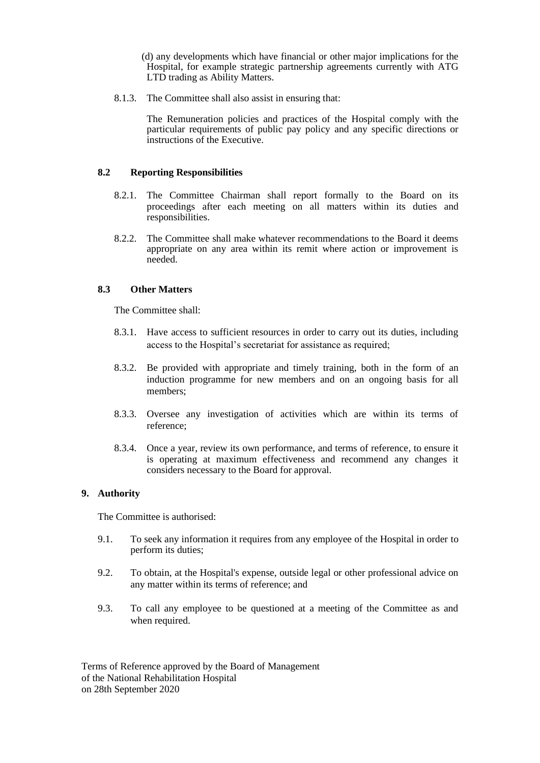(d) any developments which have financial or other major implications for the Hospital, for example strategic partnership agreements currently with ATG LTD trading as Ability Matters.

8.1.3. The Committee shall also assist in ensuring that:

The Remuneration policies and practices of the Hospital comply with the particular requirements of public pay policy and any specific directions or instructions of the Executive.

### 8.2 Reporting Responsibilities

8.2.1. The Committee Chairman shall report formally to the Board on its proceedings after each meeting on all matters within its duties and responsibilities.

8.2.2. The Committee shall make whatever recommendations to the Board it deems appropriate on any area within its remit where action or improvement is needed.

### 8.3 Other Matters

The Committee shall:

8.3.1. Have access to sufficient resources in order to carry out its duties, including access to the Hospital's secretariat for assistance as required;

8.3.2. Be provided with appropriate and timely training, both in the form of an induction programme for new members and on an ongoing basis for all members;

8.3.3. Oversee any investigation of activities which are within its terms of reference;

8.3.4. Once a year, review its own performance, and terms of reference, to ensure it is operating at maximum effectiveness and recommend any changes it considers necessary to the Board for approval.

## 9. Authority

The Committee is authorised:

9.1. To seek any information it requires from any employee of the Hospital in order to perform its duties;

9.2. To obtain, at the Hospital's expense, outside legal or other professional advice on any matter within its terms of reference; and

9.3. To call any employee to be questioned at a meeting of the Committee as and when required.

Terms of Reference approved by the Board of Management
of the National Rehabilitation Hospital
on 28th September 2020